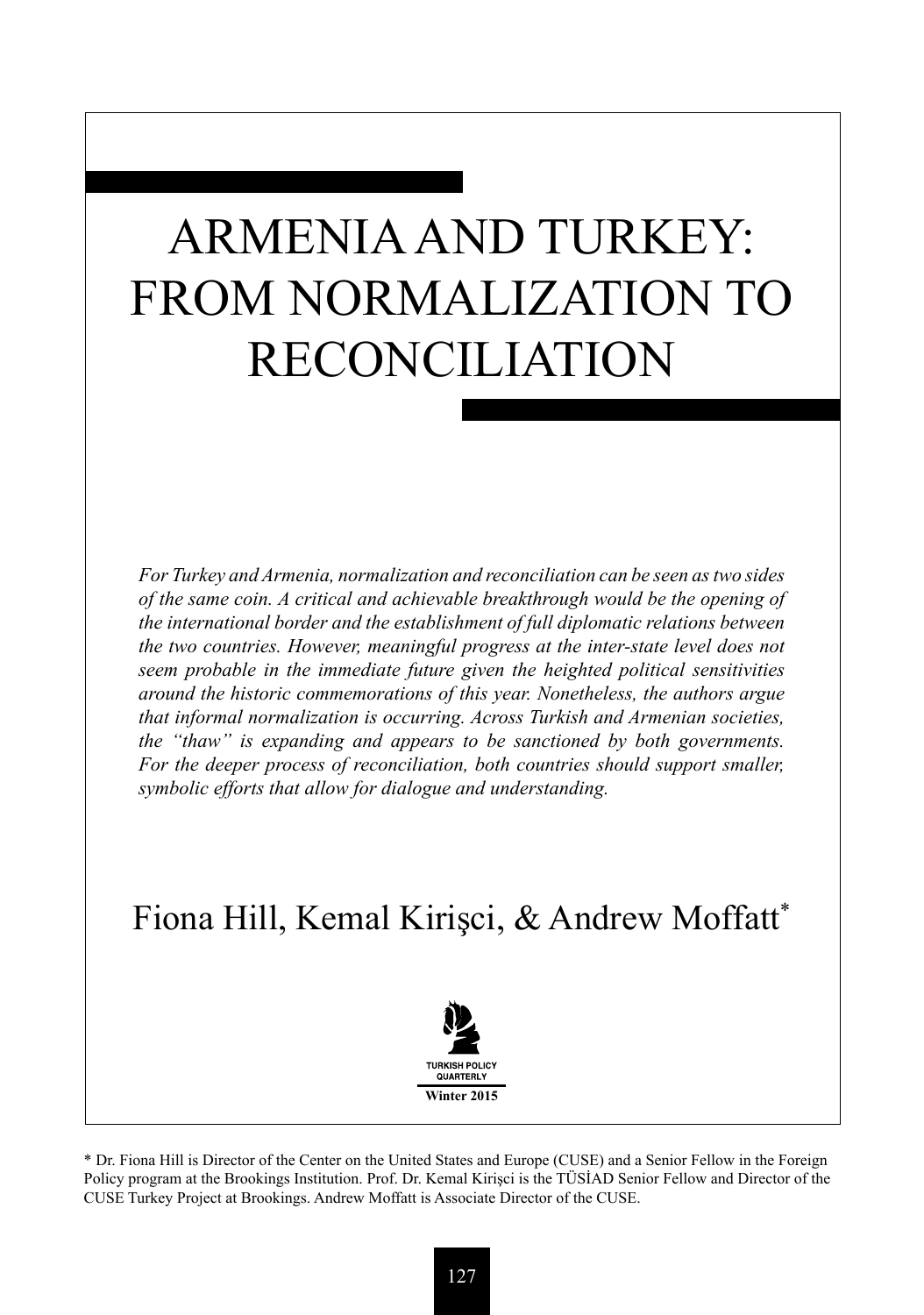# ARMENIA AND TURKEY: FROM NORMALIZATION TO RECONCILIATION

*For Turkey and Armenia, normalization and reconciliation can be seen as two sides of the same coin. A critical and achievable breakthrough would be the opening of the international border and the establishment of full diplomatic relations between the two countries. However, meaningful progress at the inter-state level does not seem probable in the immediate future given the heighted political sensitivities around the historic commemorations of this year. Nonetheless, the authors argue that informal normalization is occurring. Across Turkish and Armenian societies, the "thaw" is expanding and appears to be sanctioned by both governments. For the deeper process of reconciliation, both countries should support smaller, symbolic efforts that allow for dialogue and understanding.*

Fiona Hill, Kemal Kirişci, & Andrew Moffatt*

TURKISH POLICY QUARTERLY

Winter 2015

\* Dr. Fiona Hill is Director of the Center on the United States and Europe (CUSE) and a Senior Fellow in the Foreign Policy program at the Brookings Institution. Prof. Dr. Kemal Kirişci is the TÜSİAD Senior Fellow and Director of the CUSE Turkey Project at Brookings. Andrew Moffatt is Associate Director of the CUSE.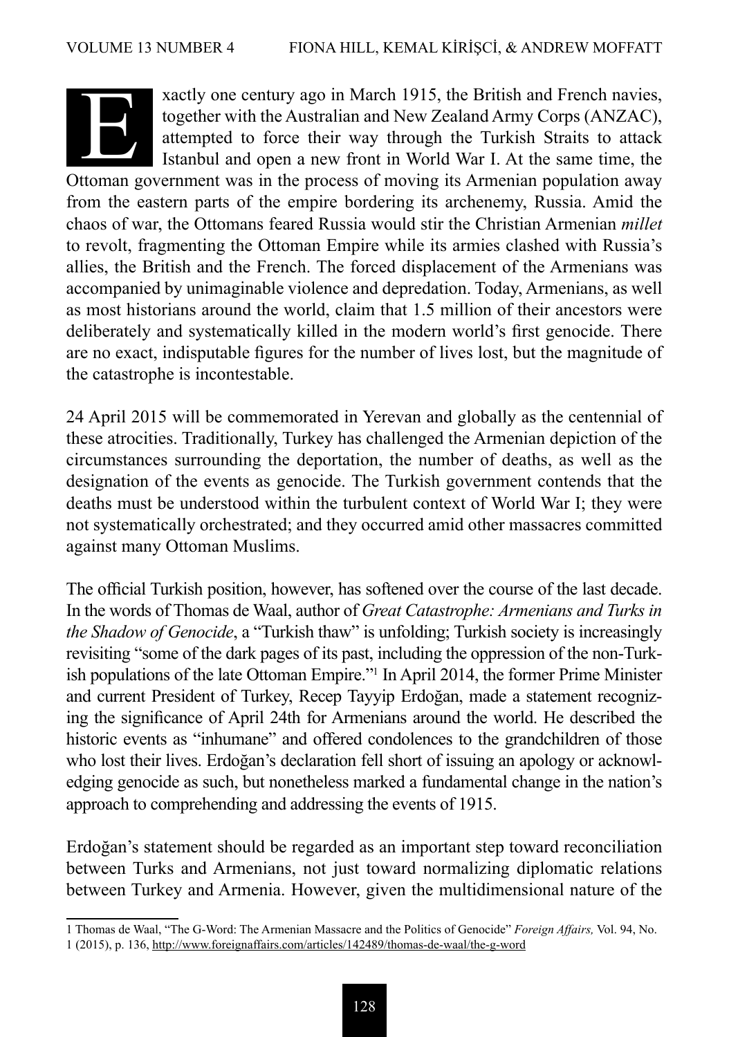Exactly one century ago in March 1915, the British and French navies, together with the Australian and New Zealand Army Corps (ANZAC), attempted to force their way through the Turkish Straits to attack Istanbul and open a new front in World War I. At the same time, the Ottoman government was in the process of moving its Armenian population away from the eastern parts of the empire bordering its archenemy, Russia. Amid the chaos of war, the Ottomans feared Russia would stir the Christian Armenian *millet* to revolt, fragmenting the Ottoman Empire while its armies clashed with Russia's allies, the British and the French. The forced displacement of the Armenians was accompanied by unimaginable violence and depredation. Today, Armenians, as well as most historians around the world, claim that 1.5 million of their ancestors were deliberately and systematically killed in the modern world's first genocide. There are no exact, indisputable figures for the number of lives lost, but the magnitude of the catastrophe is incontestable.

24 April 2015 will be commemorated in Yerevan and globally as the centennial of these atrocities. Traditionally, Turkey has challenged the Armenian depiction of the circumstances surrounding the deportation, the number of deaths, as well as the designation of the events as genocide. The Turkish government contends that the deaths must be understood within the turbulent context of World War I; they were not systematically orchestrated; and they occurred amid other massacres committed against many Ottoman Muslims.

The official Turkish position, however, has softened over the course of the last decade. In the words of Thomas de Waal, author of *Great Catastrophe: Armenians and Turks in the Shadow of Genocide*, a "Turkish thaw" is unfolding; Turkish society is increasingly revisiting "some of the dark pages of its past, including the oppression of the non-Turkish populations of the late Ottoman Empire."[1] In April 2014, the former Prime Minister and current President of Turkey, Recep Tayyip Erdoğan, made a statement recognizing the significance of April 24th for Armenians around the world. He described the historic events as "inhumane" and offered condolences to the grandchildren of those who lost their lives. Erdoğan's declaration fell short of issuing an apology or acknowledging genocide as such, but nonetheless marked a fundamental change in the nation's approach to comprehending and addressing the events of 1915.

Erdoğan's statement should be regarded as an important step toward reconciliation between Turks and Armenians, not just toward normalizing diplomatic relations between Turkey and Armenia. However, given the multidimensional nature of the

---

1 Thomas de Waal, "The G-Word: The Armenian Massacre and the Politics of Genocide" *Foreign Affairs,* Vol. 94, No. 1 (2015), p. 136, http://www.foreignaffairs.com/articles/142489/thomas-de-waal/the-g-word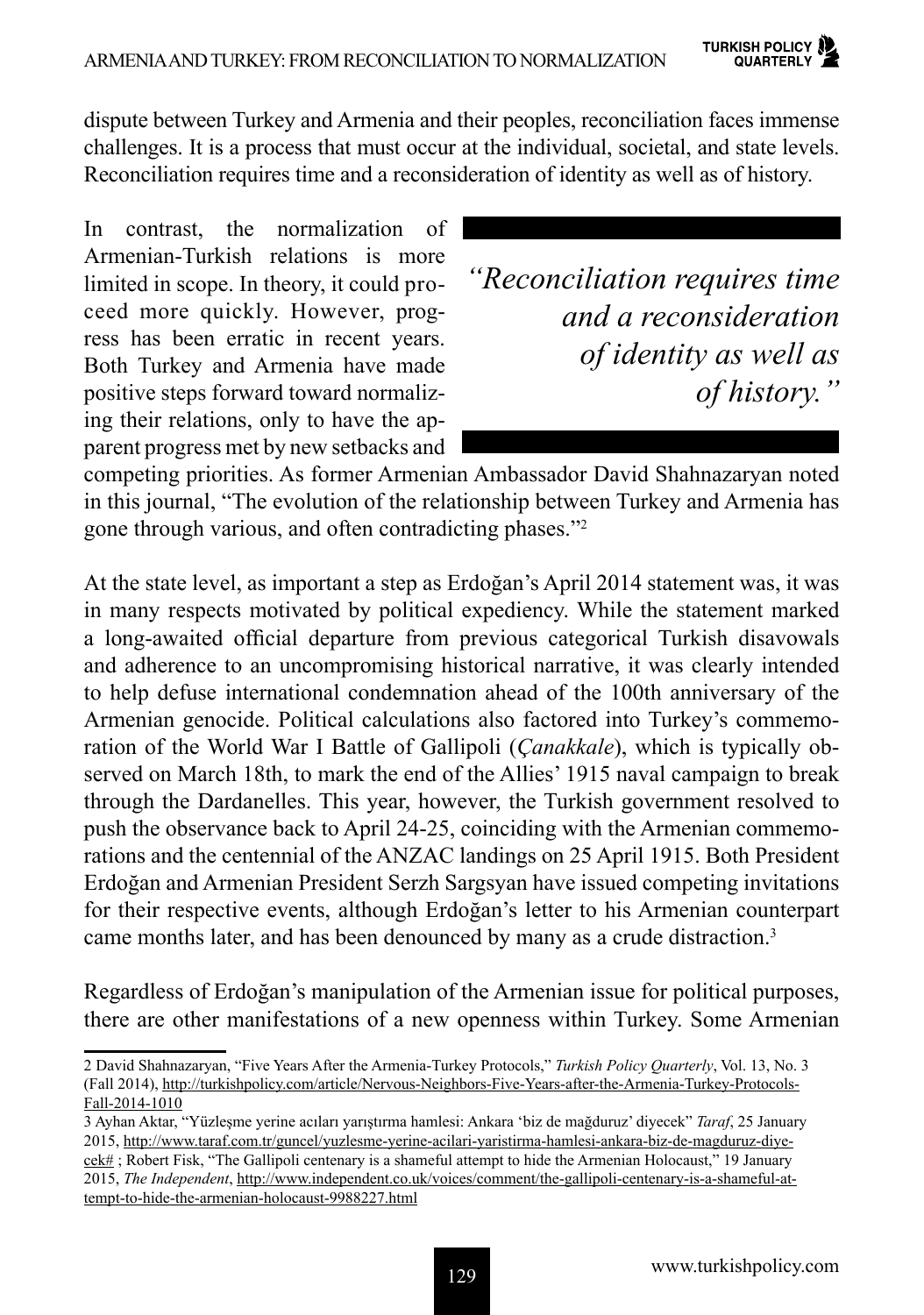dispute between Turkey and Armenia and their peoples, reconciliation faces immense challenges. It is a process that must occur at the individual, societal, and state levels. Reconciliation requires time and a reconsideration of identity as well as of history.

In contrast, the normalization of Armenian-Turkish relations is more limited in scope. In theory, it could proceed more quickly. However, progress has been erratic in recent years. Both Turkey and Armenia have made positive steps forward toward normalizing their relations, only to have the apparent progress met by new setbacks and competing priorities. As former Armenian Ambassador David Shahnazaryan noted in this journal, "The evolution of the relationship between Turkey and Armenia has gone through various, and often contradicting phases."[2]

> *"Reconciliation requires time and a reconsideration of identity as well as of history."*

At the state level, as important a step as Erdoğan's April 2014 statement was, it was in many respects motivated by political expediency. While the statement marked a long-awaited official departure from previous categorical Turkish disavowals and adherence to an uncompromising historical narrative, it was clearly intended to help defuse international condemnation ahead of the 100th anniversary of the Armenian genocide. Political calculations also factored into Turkey's commemoration of the World War I Battle of Gallipoli (*Çanakkale*), which is typically observed on March 18th, to mark the end of the Allies' 1915 naval campaign to break through the Dardanelles. This year, however, the Turkish government resolved to push the observance back to April 24-25, coinciding with the Armenian commemorations and the centennial of the ANZAC landings on 25 April 1915. Both President Erdoğan and Armenian President Serzh Sargsyan have issued competing invitations for their respective events, although Erdoğan's letter to his Armenian counterpart came months later, and has been denounced by many as a crude distraction.[3]

Regardless of Erdoğan's manipulation of the Armenian issue for political purposes, there are other manifestations of a new openness within Turkey. Some Armenian

---

2 David Shahnazaryan, "Five Years After the Armenia-Turkey Protocols," *Turkish Policy Quarterly*, Vol. 13, No. 3 (Fall 2014), http://turkishpolicy.com/article/Nervous-Neighbors-Five-Years-after-the-Armenia-Turkey-Protocols-Fall-2014-1010

3 Ayhan Aktar, "Yüzleşme yerine acıları yarıştırma hamlesi: Ankara 'biz de mağduruz' diyecek" *Taraf*, 25 January 2015, http://www.taraf.com.tr/guncel/yuzlesme-yerine-acilari-yaristirma-hamlesi-ankara-biz-de-magduruz-diyecek# ; Robert Fisk, "The Gallipoli centenary is a shameful attempt to hide the Armenian Holocaust," 19 January 2015, *The Independent*, http://www.independent.co.uk/voices/comment/the-gallipoli-centenary-is-a-shameful-attempt-to-hide-the-armenian-holocaust-9988227.html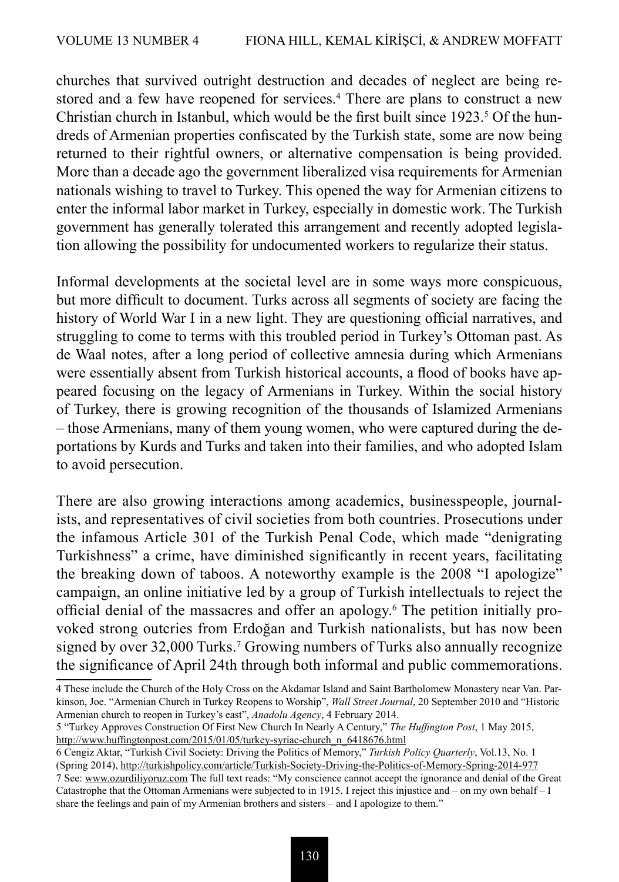churches that survived outright destruction and decades of neglect are being restored and a few have reopened for services.[4] There are plans to construct a new Christian church in Istanbul, which would be the first built since 1923.[5] Of the hundreds of Armenian properties confiscated by the Turkish state, some are now being returned to their rightful owners, or alternative compensation is being provided. More than a decade ago the government liberalized visa requirements for Armenian nationals wishing to travel to Turkey. This opened the way for Armenian citizens to enter the informal labor market in Turkey, especially in domestic work. The Turkish government has generally tolerated this arrangement and recently adopted legislation allowing the possibility for undocumented workers to regularize their status.

Informal developments at the societal level are in some ways more conspicuous, but more difficult to document. Turks across all segments of society are facing the history of World War I in a new light. They are questioning official narratives, and struggling to come to terms with this troubled period in Turkey's Ottoman past. As de Waal notes, after a long period of collective amnesia during which Armenians were essentially absent from Turkish historical accounts, a flood of books have appeared focusing on the legacy of Armenians in Turkey. Within the social history of Turkey, there is growing recognition of the thousands of Islamized Armenians – those Armenians, many of them young women, who were captured during the deportations by Kurds and Turks and taken into their families, and who adopted Islam to avoid persecution.

There are also growing interactions among academics, businesspeople, journalists, and representatives of civil societies from both countries. Prosecutions under the infamous Article 301 of the Turkish Penal Code, which made "denigrating Turkishness" a crime, have diminished significantly in recent years, facilitating the breaking down of taboos. A noteworthy example is the 2008 "I apologize" campaign, an online initiative led by a group of Turkish intellectuals to reject the official denial of the massacres and offer an apology.[6] The petition initially provoked strong outcries from Erdoğan and Turkish nationalists, but has now been signed by over 32,000 Turks.[7] Growing numbers of Turks also annually recognize the significance of April 24th through both informal and public commemorations.

---

4 These include the Church of the Holy Cross on the Akdamar Island and Saint Bartholomew Monastery near Van. Parkinson, Joe. "Armenian Church in Turkey Reopens to Worship", *Wall Street Journal*, 20 September 2010 and "Historic Armenian church to reopen in Turkey's east", *Anadolu Agency*, 4 February 2014.

5 "Turkey Approves Construction Of First New Church In Nearly A Century," *The Huffington Post*, 1 May 2015, http://www.huffingtonpost.com/2015/01/05/turkey-syriac-church_n_6418676.html

6 Cengiz Aktar, "Turkish Civil Society: Driving the Politics of Memory," *Turkish Policy Quarterly*, Vol.13, No. 1 (Spring 2014), http://turkishpolicy.com/article/Turkish-Society-Driving-the-Politics-of-Memory-Spring-2014-977

7 See: www.ozurdiliyoruz.com The full text reads: "My conscience cannot accept the ignorance and denial of the Great Catastrophe that the Ottoman Armenians were subjected to in 1915. I reject this injustice and – on my own behalf – I share the feelings and pain of my Armenian brothers and sisters – and I apologize to them."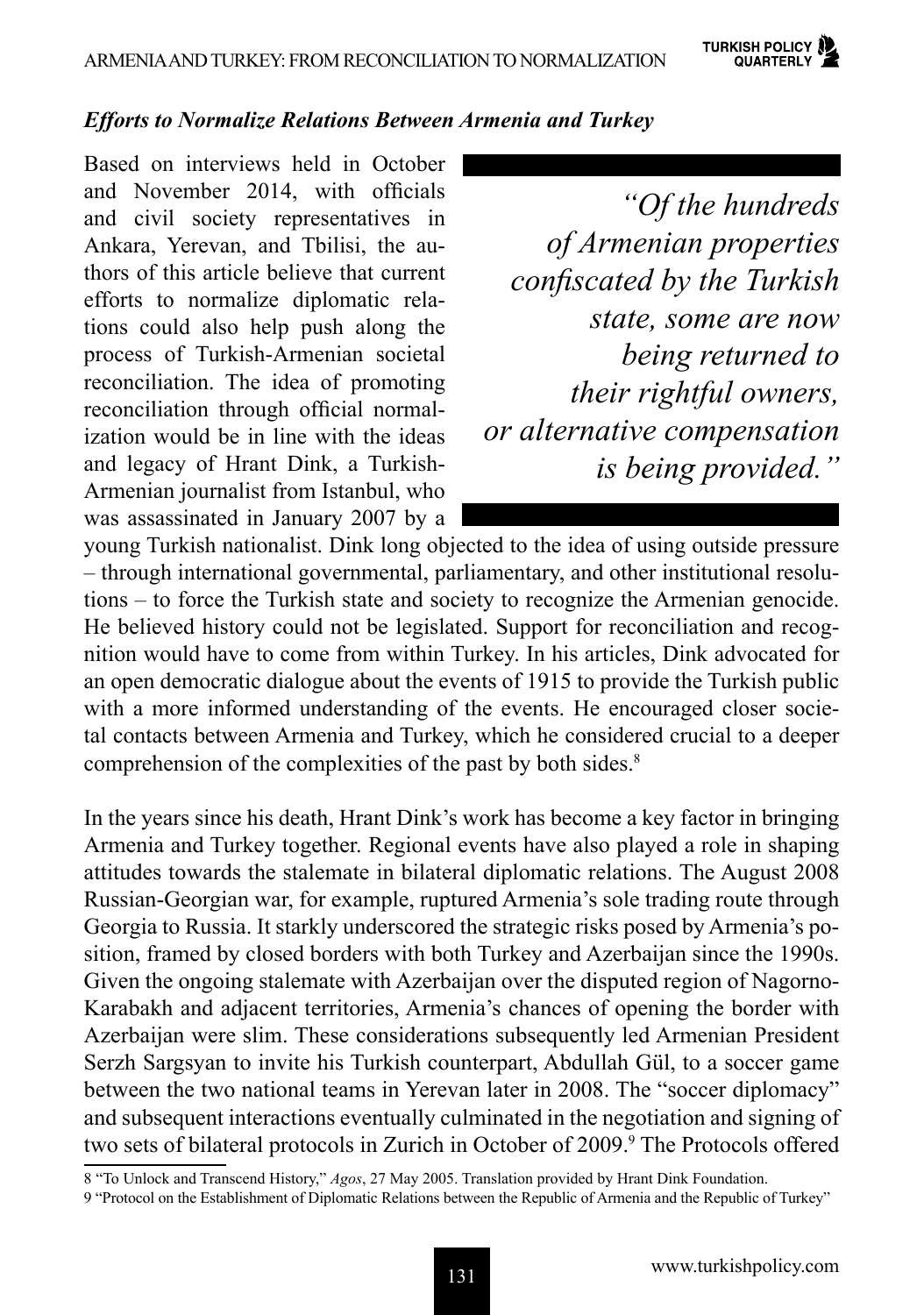### *Efforts to Normalize Relations Between Armenia and Turkey*

Based on interviews held in October and November 2014, with officials and civil society representatives in Ankara, Yerevan, and Tbilisi, the authors of this article believe that current efforts to normalize diplomatic relations could also help push along the process of Turkish-Armenian societal reconciliation. The idea of promoting reconciliation through official normalization would be in line with the ideas and legacy of Hrant Dink, a Turkish-Armenian journalist from Istanbul, who was assassinated in January 2007 by a young Turkish nationalist. Dink long objected to the idea of using outside pressure – through international governmental, parliamentary, and other institutional resolutions – to force the Turkish state and society to recognize the Armenian genocide. He believed history could not be legislated. Support for reconciliation and recognition would have to come from within Turkey. In his articles, Dink advocated for an open democratic dialogue about the events of 1915 to provide the Turkish public with a more informed understanding of the events. He encouraged closer societal contacts between Armenia and Turkey, which he considered crucial to a deeper comprehension of the complexities of the past by both sides.[8]

> *"Of the hundreds of Armenian properties confiscated by the Turkish state, some are now being returned to their rightful owners, or alternative compensation is being provided."*

In the years since his death, Hrant Dink's work has become a key factor in bringing Armenia and Turkey together. Regional events have also played a role in shaping attitudes towards the stalemate in bilateral diplomatic relations. The August 2008 Russian-Georgian war, for example, ruptured Armenia's sole trading route through Georgia to Russia. It starkly underscored the strategic risks posed by Armenia's position, framed by closed borders with both Turkey and Azerbaijan since the 1990s. Given the ongoing stalemate with Azerbaijan over the disputed region of Nagorno-Karabakh and adjacent territories, Armenia's chances of opening the border with Azerbaijan were slim. These considerations subsequently led Armenian President Serzh Sargsyan to invite his Turkish counterpart, Abdullah Gül, to a soccer game between the two national teams in Yerevan later in 2008. The "soccer diplomacy" and subsequent interactions eventually culminated in the negotiation and signing of two sets of bilateral protocols in Zurich in October of 2009.[9] The Protocols offered

8 "To Unlock and Transcend History," *Agos*, 27 May 2005. Translation provided by Hrant Dink Foundation.

9 "Protocol on the Establishment of Diplomatic Relations between the Republic of Armenia and the Republic of Turkey"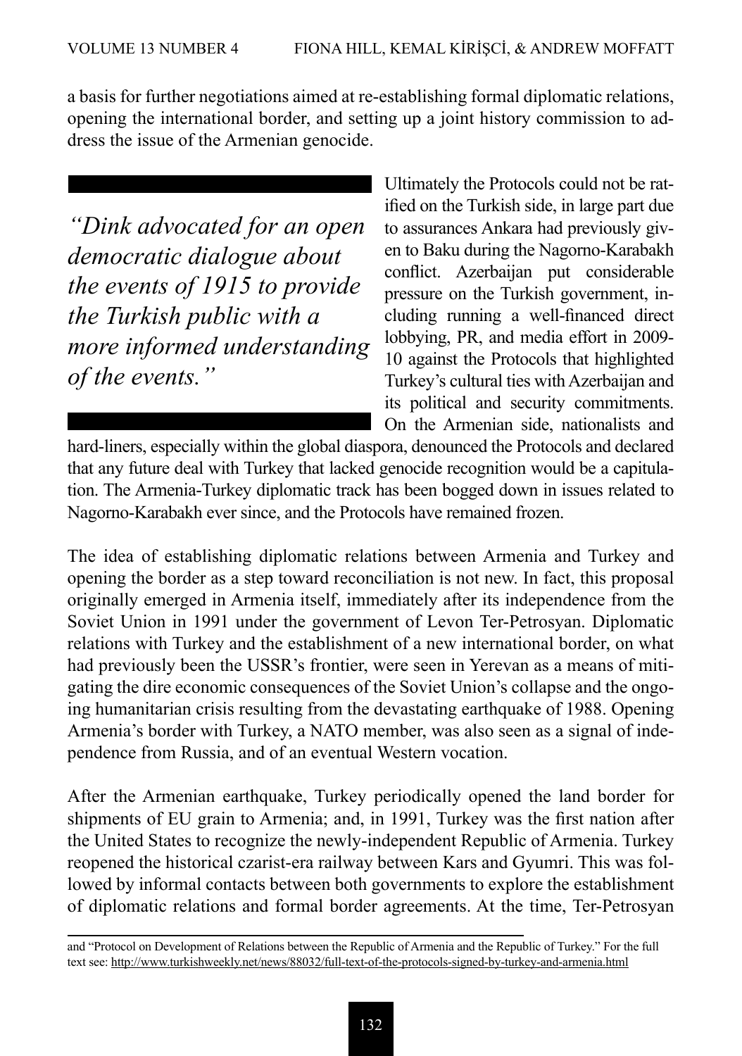a basis for further negotiations aimed at re-establishing formal diplomatic relations, opening the international border, and setting up a joint history commission to address the issue of the Armenian genocide.

> *"Dink advocated for an open democratic dialogue about the events of 1915 to provide the Turkish public with a more informed understanding of the events."*

Ultimately the Protocols could not be ratified on the Turkish side, in large part due to assurances Ankara had previously given to Baku during the Nagorno-Karabakh conflict. Azerbaijan put considerable pressure on the Turkish government, including running a well-financed direct lobbying, PR, and media effort in 2009-10 against the Protocols that highlighted Turkey's cultural ties with Azerbaijan and its political and security commitments. On the Armenian side, nationalists and hard-liners, especially within the global diaspora, denounced the Protocols and declared that any future deal with Turkey that lacked genocide recognition would be a capitulation. The Armenia-Turkey diplomatic track has been bogged down in issues related to Nagorno-Karabakh ever since, and the Protocols have remained frozen.

The idea of establishing diplomatic relations between Armenia and Turkey and opening the border as a step toward reconciliation is not new. In fact, this proposal originally emerged in Armenia itself, immediately after its independence from the Soviet Union in 1991 under the government of Levon Ter-Petrosyan. Diplomatic relations with Turkey and the establishment of a new international border, on what had previously been the USSR's frontier, were seen in Yerevan as a means of mitigating the dire economic consequences of the Soviet Union's collapse and the ongoing humanitarian crisis resulting from the devastating earthquake of 1988. Opening Armenia's border with Turkey, a NATO member, was also seen as a signal of independence from Russia, and of an eventual Western vocation.

After the Armenian earthquake, Turkey periodically opened the land border for shipments of EU grain to Armenia; and, in 1991, Turkey was the first nation after the United States to recognize the newly-independent Republic of Armenia. Turkey reopened the historical czarist-era railway between Kars and Gyumri. This was followed by informal contacts between both governments to explore the establishment of diplomatic relations and formal border agreements. At the time, Ter-Petrosyan

---

and "Protocol on Development of Relations between the Republic of Armenia and the Republic of Turkey." For the full text see: http://www.turkishweekly.net/news/88032/full-text-of-the-protocols-signed-by-turkey-and-armenia.html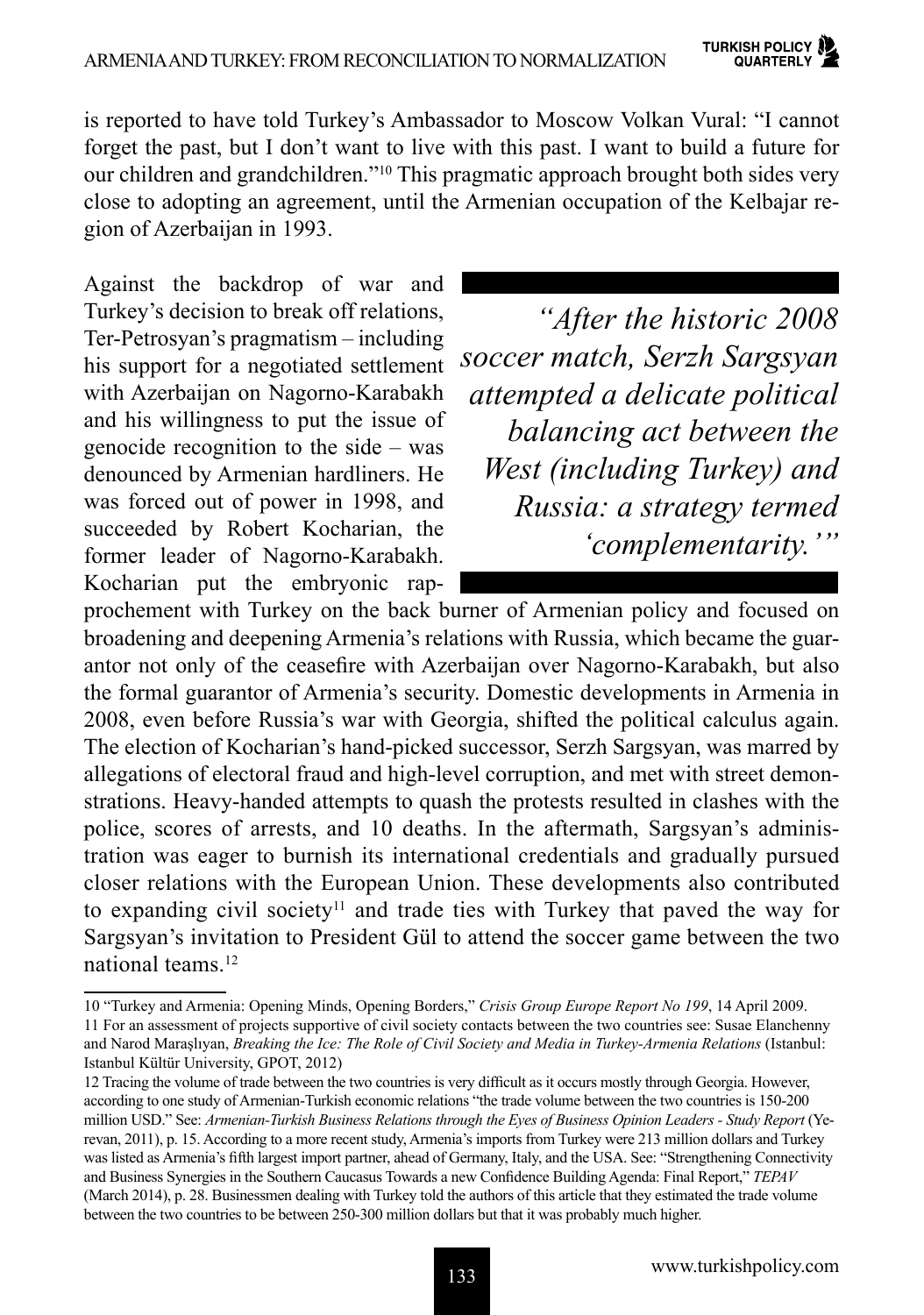is reported to have told Turkey's Ambassador to Moscow Volkan Vural: "I cannot forget the past, but I don't want to live with this past. I want to build a future for our children and grandchildren."[10] This pragmatic approach brought both sides very close to adopting an agreement, until the Armenian occupation of the Kelbajar region of Azerbaijan in 1993.

Against the backdrop of war and Turkey's decision to break off relations, Ter-Petrosyan's pragmatism – including his support for a negotiated settlement with Azerbaijan on Nagorno-Karabakh and his willingness to put the issue of genocide recognition to the side – was denounced by Armenian hardliners. He was forced out of power in 1998, and succeeded by Robert Kocharian, the former leader of Nagorno-Karabakh. Kocharian put the embryonic rapprochement with Turkey on the back burner of Armenian policy and focused on broadening and deepening Armenia's relations with Russia, which became the guarantor not only of the ceasefire with Azerbaijan over Nagorno-Karabakh, but also the formal guarantor of Armenia's security. Domestic developments in Armenia in 2008, even before Russia's war with Georgia, shifted the political calculus again. The election of Kocharian's hand-picked successor, Serzh Sargsyan, was marred by allegations of electoral fraud and high-level corruption, and met with street demonstrations. Heavy-handed attempts to quash the protests resulted in clashes with the police, scores of arrests, and 10 deaths. In the aftermath, Sargsyan's administration was eager to burnish its international credentials and gradually pursued closer relations with the European Union. These developments also contributed to expanding civil society[11] and trade ties with Turkey that paved the way for Sargsyan's invitation to President Gül to attend the soccer game between the two national teams.[12]

> *"After the historic 2008 soccer match, Serzh Sargsyan attempted a delicate political balancing act between the West (including Turkey) and Russia: a strategy termed 'complementarity.'"*

---

10 "Turkey and Armenia: Opening Minds, Opening Borders," *Crisis Group Europe Report No 199*, 14 April 2009.

11 For an assessment of projects supportive of civil society contacts between the two countries see: Susae Elanchenny and Narod Maraşlıyan, *Breaking the Ice: The Role of Civil Society and Media in Turkey-Armenia Relations* (Istanbul: Istanbul Kültür University, GPOT, 2012)

12 Tracing the volume of trade between the two countries is very difficult as it occurs mostly through Georgia. However, according to one study of Armenian-Turkish economic relations "the trade volume between the two countries is 150-200 million USD." See: *Armenian-Turkish Business Relations through the Eyes of Business Opinion Leaders - Study Report* (Yerevan, 2011), p. 15. According to a more recent study, Armenia's imports from Turkey were 213 million dollars and Turkey was listed as Armenia's fifth largest import partner, ahead of Germany, Italy, and the USA. See: "Strengthening Connectivity and Business Synergies in the Southern Caucasus Towards a new Confidence Building Agenda: Final Report," *TEPAV* (March 2014), p. 28. Businessmen dealing with Turkey told the authors of this article that they estimated the trade volume between the two countries to be between 250-300 million dollars but that it was probably much higher.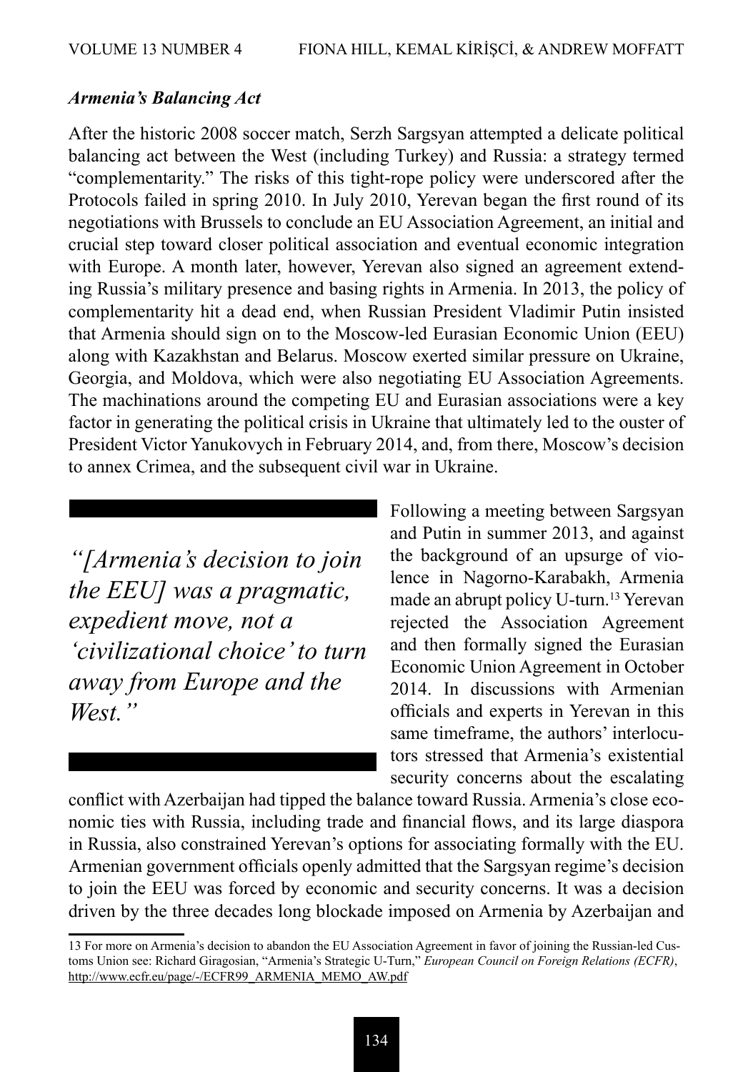### *Armenia's Balancing Act*

After the historic 2008 soccer match, Serzh Sargsyan attempted a delicate political balancing act between the West (including Turkey) and Russia: a strategy termed "complementarity." The risks of this tight-rope policy were underscored after the Protocols failed in spring 2010. In July 2010, Yerevan began the first round of its negotiations with Brussels to conclude an EU Association Agreement, an initial and crucial step toward closer political association and eventual economic integration with Europe. A month later, however, Yerevan also signed an agreement extending Russia's military presence and basing rights in Armenia. In 2013, the policy of complementarity hit a dead end, when Russian President Vladimir Putin insisted that Armenia should sign on to the Moscow-led Eurasian Economic Union (EEU) along with Kazakhstan and Belarus. Moscow exerted similar pressure on Ukraine, Georgia, and Moldova, which were also negotiating EU Association Agreements. The machinations around the competing EU and Eurasian associations were a key factor in generating the political crisis in Ukraine that ultimately led to the ouster of President Victor Yanukovych in February 2014, and, from there, Moscow's decision to annex Crimea, and the subsequent civil war in Ukraine.

> *"[Armenia's decision to join the EEU] was a pragmatic, expedient move, not a 'civilizational choice' to turn away from Europe and the West."*

Following a meeting between Sargsyan and Putin in summer 2013, and against the background of an upsurge of violence in Nagorno-Karabakh, Armenia made an abrupt policy U-turn.[13] Yerevan rejected the Association Agreement and then formally signed the Eurasian Economic Union Agreement in October 2014. In discussions with Armenian officials and experts in Yerevan in this same timeframe, the authors' interlocutors stressed that Armenia's existential security concerns about the escalating conflict with Azerbaijan had tipped the balance toward Russia. Armenia's close economic ties with Russia, including trade and financial flows, and its large diaspora in Russia, also constrained Yerevan's options for associating formally with the EU. Armenian government officials openly admitted that the Sargsyan regime's decision to join the EEU was forced by economic and security concerns. It was a decision driven by the three decades long blockade imposed on Armenia by Azerbaijan and

---

13 For more on Armenia's decision to abandon the EU Association Agreement in favor of joining the Russian-led Customs Union see: Richard Giragosian, "Armenia's Strategic U-Turn," *European Council on Foreign Relations (ECFR)*, http://www.ecfr.eu/page/-/ECFR99_ARMENIA_MEMO_AW.pdf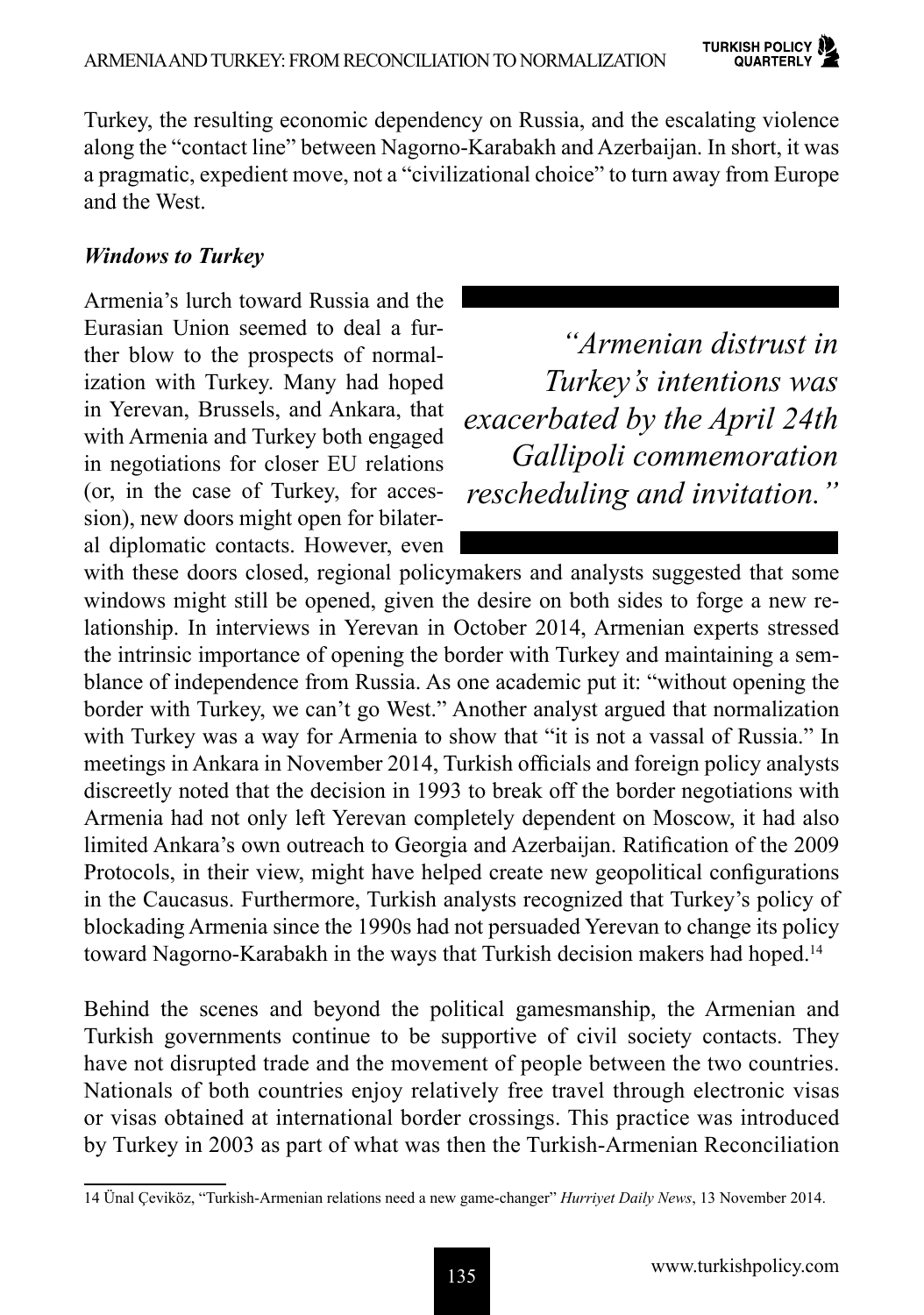Turkey, the resulting economic dependency on Russia, and the escalating violence along the "contact line" between Nagorno-Karabakh and Azerbaijan. In short, it was a pragmatic, expedient move, not a "civilizational choice" to turn away from Europe and the West.

### *Windows to Turkey*

Armenia's lurch toward Russia and the Eurasian Union seemed to deal a further blow to the prospects of normalization with Turkey. Many had hoped in Yerevan, Brussels, and Ankara, that with Armenia and Turkey both engaged in negotiations for closer EU relations (or, in the case of Turkey, for accession), new doors might open for bilateral diplomatic contacts. However, even with these doors closed, regional policymakers and analysts suggested that some windows might still be opened, given the desire on both sides to forge a new relationship. In interviews in Yerevan in October 2014, Armenian experts stressed the intrinsic importance of opening the border with Turkey and maintaining a semblance of independence from Russia. As one academic put it: "without opening the border with Turkey, we can't go West." Another analyst argued that normalization with Turkey was a way for Armenia to show that "it is not a vassal of Russia." In meetings in Ankara in November 2014, Turkish officials and foreign policy analysts discreetly noted that the decision in 1993 to break off the border negotiations with Armenia had not only left Yerevan completely dependent on Moscow, it had also limited Ankara's own outreach to Georgia and Azerbaijan. Ratification of the 2009 Protocols, in their view, might have helped create new geopolitical configurations in the Caucasus. Furthermore, Turkish analysts recognized that Turkey's policy of blockading Armenia since the 1990s had not persuaded Yerevan to change its policy toward Nagorno-Karabakh in the ways that Turkish decision makers had hoped.[14]

> *"Armenian distrust in Turkey's intentions was exacerbated by the April 24th Gallipoli commemoration rescheduling and invitation."*

Behind the scenes and beyond the political gamesmanship, the Armenian and Turkish governments continue to be supportive of civil society contacts. They have not disrupted trade and the movement of people between the two countries. Nationals of both countries enjoy relatively free travel through electronic visas or visas obtained at international border crossings. This practice was introduced by Turkey in 2003 as part of what was then the Turkish-Armenian Reconciliation

---

14 Ünal Çeviköz, "Turkish-Armenian relations need a new game-changer" *Hurriyet Daily News*, 13 November 2014.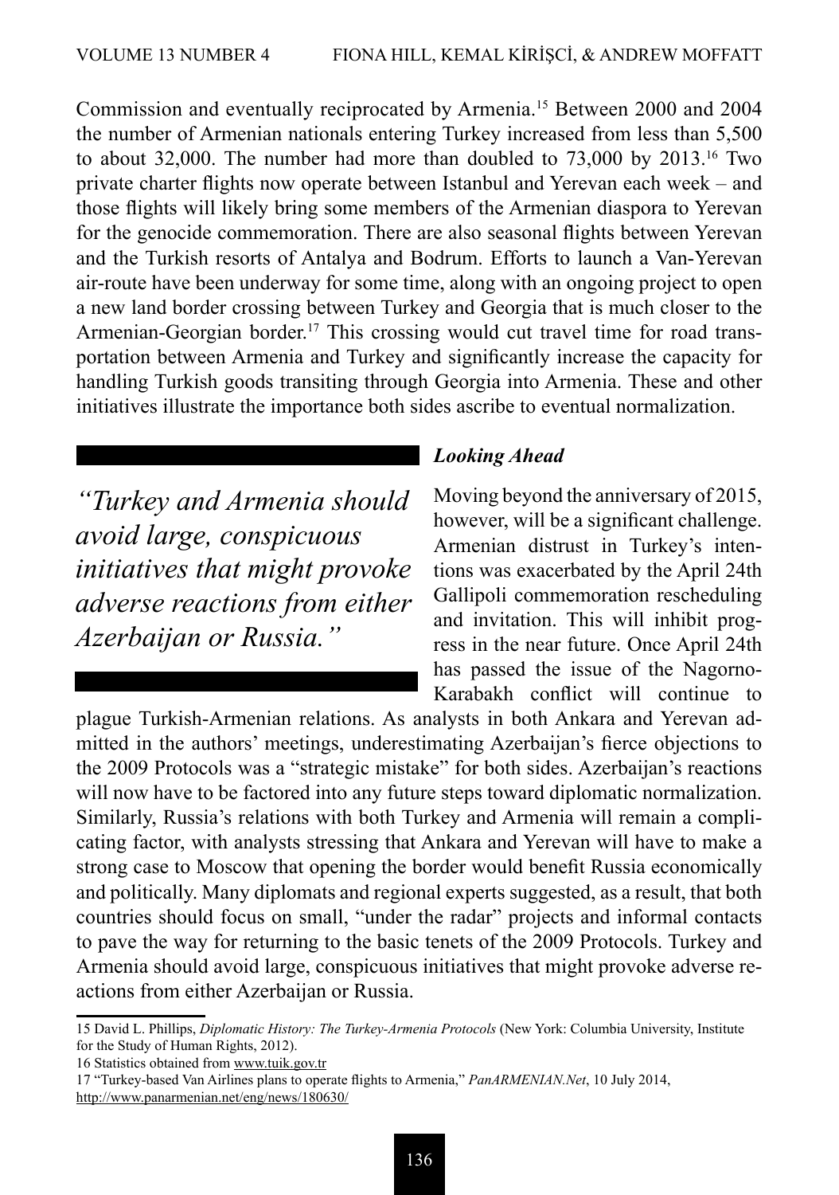Commission and eventually reciprocated by Armenia.[15] Between 2000 and 2004 the number of Armenian nationals entering Turkey increased from less than 5,500 to about 32,000. The number had more than doubled to 73,000 by 2013.[16] Two private charter flights now operate between Istanbul and Yerevan each week – and those flights will likely bring some members of the Armenian diaspora to Yerevan for the genocide commemoration. There are also seasonal flights between Yerevan and the Turkish resorts of Antalya and Bodrum. Efforts to launch a Van-Yerevan air-route have been underway for some time, along with an ongoing project to open a new land border crossing between Turkey and Georgia that is much closer to the Armenian-Georgian border.[17] This crossing would cut travel time for road transportation between Armenia and Turkey and significantly increase the capacity for handling Turkish goods transiting through Georgia into Armenia. These and other initiatives illustrate the importance both sides ascribe to eventual normalization.

### *Looking Ahead*

> *"Turkey and Armenia should avoid large, conspicuous initiatives that might provoke adverse reactions from either Azerbaijan or Russia."*

Moving beyond the anniversary of 2015, however, will be a significant challenge. Armenian distrust in Turkey's intentions was exacerbated by the April 24th Gallipoli commemoration rescheduling and invitation. This will inhibit progress in the near future. Once April 24th has passed the issue of the Nagorno-Karabakh conflict will continue to plague Turkish-Armenian relations. As analysts in both Ankara and Yerevan admitted in the authors' meetings, underestimating Azerbaijan's fierce objections to the 2009 Protocols was a "strategic mistake" for both sides. Azerbaijan's reactions will now have to be factored into any future steps toward diplomatic normalization. Similarly, Russia's relations with both Turkey and Armenia will remain a complicating factor, with analysts stressing that Ankara and Yerevan will have to make a strong case to Moscow that opening the border would benefit Russia economically and politically. Many diplomats and regional experts suggested, as a result, that both countries should focus on small, "under the radar" projects and informal contacts to pave the way for returning to the basic tenets of the 2009 Protocols. Turkey and Armenia should avoid large, conspicuous initiatives that might provoke adverse reactions from either Azerbaijan or Russia.

---

15 David L. Phillips, *Diplomatic History: The Turkey-Armenia Protocols* (New York: Columbia University, Institute for the Study of Human Rights, 2012).

16 Statistics obtained from www.tuik.gov.tr

17 "Turkey-based Van Airlines plans to operate flights to Armenia," *PanARMENIAN.Net*, 10 July 2014, http://www.panarmenian.net/eng/news/180630/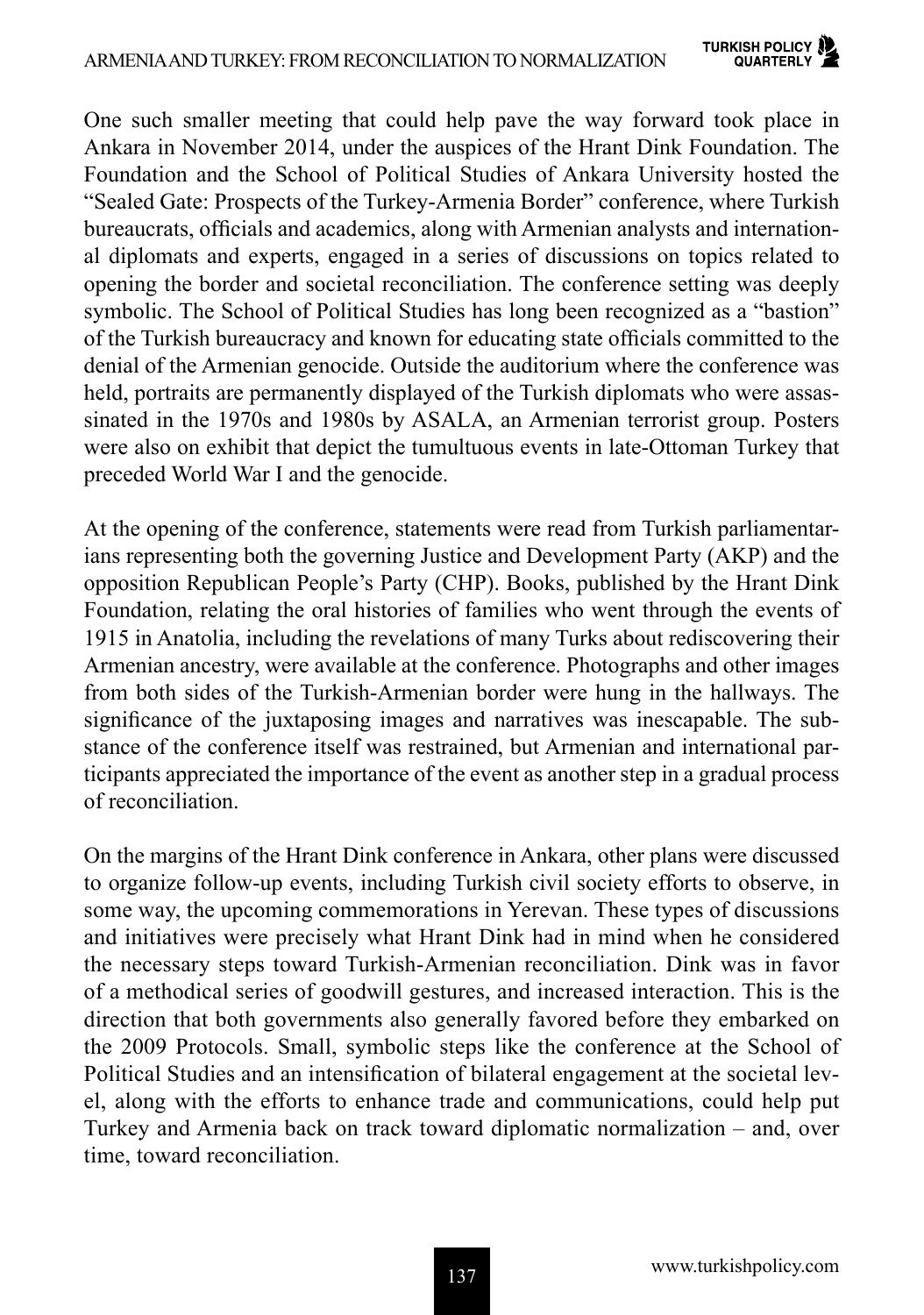One such smaller meeting that could help pave the way forward took place in Ankara in November 2014, under the auspices of the Hrant Dink Foundation. The Foundation and the School of Political Studies of Ankara University hosted the "Sealed Gate: Prospects of the Turkey-Armenia Border" conference, where Turkish bureaucrats, officials and academics, along with Armenian analysts and international diplomats and experts, engaged in a series of discussions on topics related to opening the border and societal reconciliation. The conference setting was deeply symbolic. The School of Political Studies has long been recognized as a "bastion" of the Turkish bureaucracy and known for educating state officials committed to the denial of the Armenian genocide. Outside the auditorium where the conference was held, portraits are permanently displayed of the Turkish diplomats who were assassinated in the 1970s and 1980s by ASALA, an Armenian terrorist group. Posters were also on exhibit that depict the tumultuous events in late-Ottoman Turkey that preceded World War I and the genocide.

At the opening of the conference, statements were read from Turkish parliamentarians representing both the governing Justice and Development Party (AKP) and the opposition Republican People's Party (CHP). Books, published by the Hrant Dink Foundation, relating the oral histories of families who went through the events of 1915 in Anatolia, including the revelations of many Turks about rediscovering their Armenian ancestry, were available at the conference. Photographs and other images from both sides of the Turkish-Armenian border were hung in the hallways. The significance of the juxtaposing images and narratives was inescapable. The substance of the conference itself was restrained, but Armenian and international participants appreciated the importance of the event as another step in a gradual process of reconciliation.

On the margins of the Hrant Dink conference in Ankara, other plans were discussed to organize follow-up events, including Turkish civil society efforts to observe, in some way, the upcoming commemorations in Yerevan. These types of discussions and initiatives were precisely what Hrant Dink had in mind when he considered the necessary steps toward Turkish-Armenian reconciliation. Dink was in favor of a methodical series of goodwill gestures, and increased interaction. This is the direction that both governments also generally favored before they embarked on the 2009 Protocols. Small, symbolic steps like the conference at the School of Political Studies and an intensification of bilateral engagement at the societal level, along with the efforts to enhance trade and communications, could help put Turkey and Armenia back on track toward diplomatic normalization – and, over time, toward reconciliation.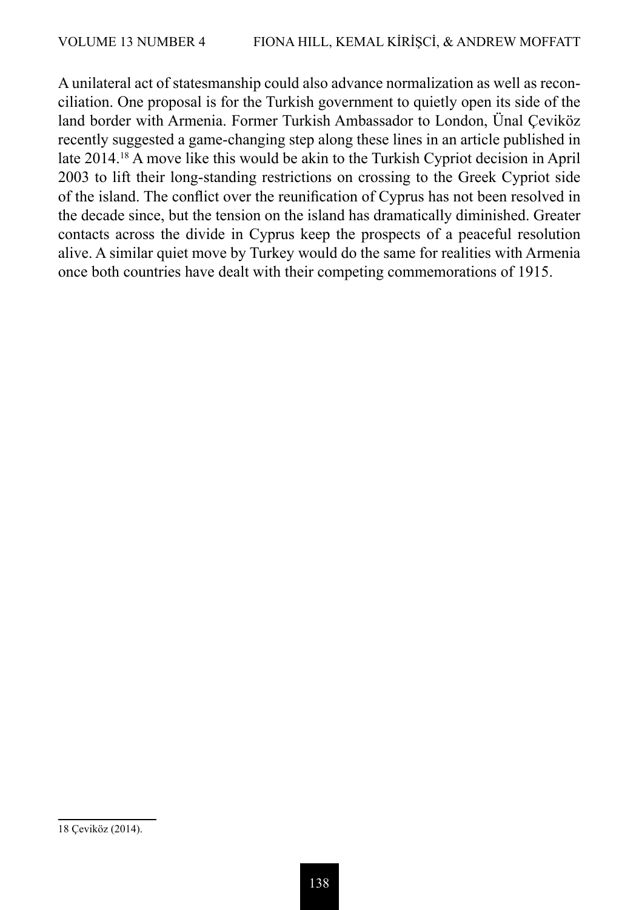A unilateral act of statesmanship could also advance normalization as well as reconciliation. One proposal is for the Turkish government to quietly open its side of the land border with Armenia. Former Turkish Ambassador to London, Ünal Çeviköz recently suggested a game-changing step along these lines in an article published in late 2014.[18] A move like this would be akin to the Turkish Cypriot decision in April 2003 to lift their long-standing restrictions on crossing to the Greek Cypriot side of the island. The conflict over the reunification of Cyprus has not been resolved in the decade since, but the tension on the island has dramatically diminished. Greater contacts across the divide in Cyprus keep the prospects of a peaceful resolution alive. A similar quiet move by Turkey would do the same for realities with Armenia once both countries have dealt with their competing commemorations of 1915.

---

18 Çeviköz (2014).